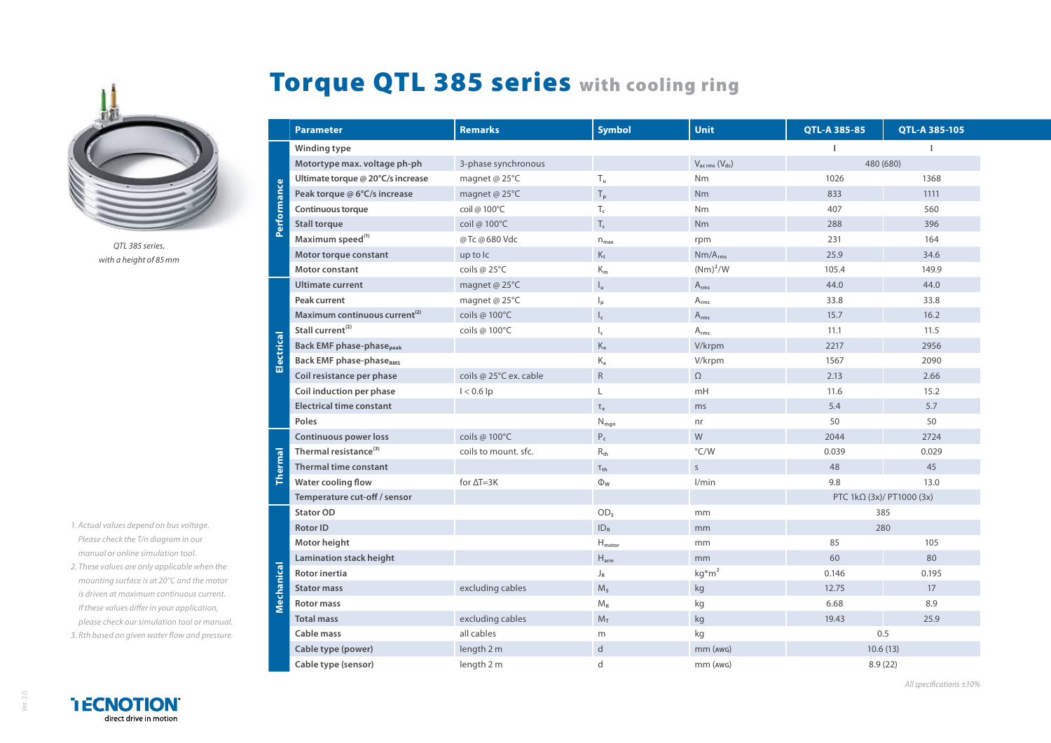# Torque QTL 385 series with cooling ring

*QTL 385 series, with a height of 85 mm*

| | Parameter | Remarks | Symbol | Unit | QTL-A 385-85 | QTL-A 385-105 |
|---|---|---|---|---|---|---|
| Performance | Winding type | | | | I | I |
| | Motortype max. voltage ph-ph | 3-phase synchronous | | $V_{ac\,rms}$ ($V_{dc}$) | 480 (680) | |
| | Ultimate torque @ 20°C/s increase | magnet @ 25°C | $T_u$ | Nm | 1026 | 1368 |
| | Peak torque @ 6°C/s increase | magnet @ 25°C | $T_p$ | Nm | 833 | 1111 |
| | Continuous torque | coil @ 100°C | $T_c$ | Nm | 407 | 560 |
| | Stall torque | coil @ 100°C | $T_s$ | Nm | 288 | 396 |
| | Maximum speed[1] | @Tc @680 Vdc | $n_{max}$ | rpm | 231 | 164 |
| | Motor torque constant | up to Ic | $K_t$ | Nm/$A_{rms}$ | 25.9 | 34.6 |
| | Motor constant | coils @ 25°C | $K_m$ | $(Nm)^2$/W | 105.4 | 149.9 |
| Electrical | Ultimate current | magnet @ 25°C | $I_u$ | $A_{rms}$ | 44.0 | 44.0 |
| | Peak current | magnet @ 25°C | $I_p$ | $A_{rms}$ | 33.8 | 33.8 |
| | Maximum continuous current[2] | coils @ 100°C | $I_c$ | $A_{rms}$ | 15.7 | 16.2 |
| | Stall current[2] | coils @ 100°C | $I_s$ | $A_{rms}$ | 11.1 | 11.5 |
| | Back EMF phase-phase$_{peak}$ | | $K_e$ | V/krpm | 2217 | 2956 |
| | Back EMF phase-phase$_{RMS}$ | | $K_e$ | V/krpm | 1567 | 2090 |
| | Coil resistance per phase | coils @ 25°C ex. cable | R | Ω | 2.13 | 2.66 |
| | Coil induction per phase | I < 0.6 Ip | L | mH | 11.6 | 15.2 |
| | Electrical time constant | | $\tau_e$ | ms | 5.4 | 5.7 |
| | Poles | | $N_{mgn}$ | nr | 50 | 50 |
| Thermal | Continuous power loss | coils @ 100°C | $P_c$ | W | 2044 | 2724 |
| | Thermal resistance[3] | coils to mount. sfc. | $R_{th}$ | °C/W | 0.039 | 0.029 |
| | Thermal time constant | | $\tau_{th}$ | s | 48 | 45 |
| | Water cooling flow | for ΔT=3K | $\Phi_W$ | l/min | 9.8 | 13.0 |
| | Temperature cut-off / sensor | | | | PTC 1kΩ (3x)/ PT1000 (3x) | |
| Mechanical | Stator OD | | $OD_S$ | mm | 385 | |
| | Rotor ID | | $ID_R$ | mm | 280 | |
| | Motor height | | $H_{motor}$ | mm | 85 | 105 |
| | Lamination stack height | | $H_{arm}$ | mm | 60 | 80 |
| | Rotor inertia | | $J_R$ | kg*m$^2$ | 0.146 | 0.195 |
| | Stator mass | excluding cables | $M_S$ | kg | 12.75 | 17 |
| | Rotor mass | | $M_R$ | kg | 6.68 | 8.9 |
| | Total mass | excluding cables | $M_T$ | kg | 19.43 | 25.9 |
| | Cable mass | all cables | m | kg | 0.5 | |
| | Cable type (power) | length 2 m | d | mm (AWG) | 10.6 (13) | |
| | Cable type (sensor) | length 2 m | d | mm (AWG) | 8.9 (22) | |

*All specifications ±10%*

1. *Actual values depend on bus voltage. Please check the T/n diagram in our manual or online simulation tool.*
2. *These values are only applicable when the mounting surface is at 20°C and the motor is driven at maximum continuous current. If these values differ in your application, please check our simulation tool or manual.*
3. *Rth based on given water flow and pressure.*

TECNOTION direct drive in motion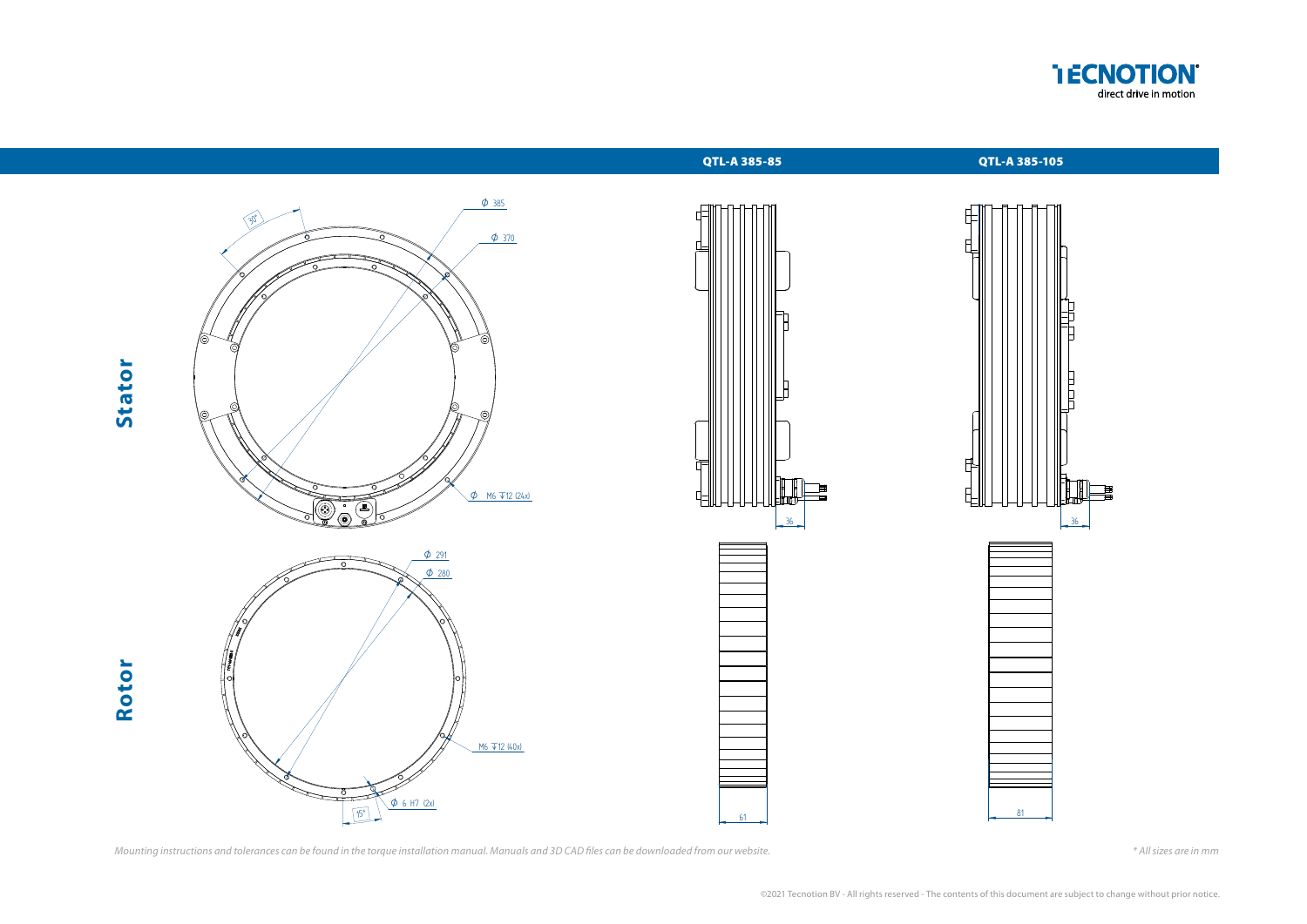TECNOTION
direct drive in motion

QTL-A 385-85

QTL-A 385-105

**Stator**

30°

Φ 385

Φ 370

Φ M6 ⊽12 (24x)

36

36

**Rotor**

Φ 291

Φ 280

M6 ⊽12 (40x)

Φ 6 H7 (2x)

15°

61

81

*Mounting instructions and tolerances can be found in the torque installation manual. Manuals and 3D CAD files can be downloaded from our website.*

** All sizes are in mm*

©2021 Tecnotion BV - All rights reserved - The contents of this document are subject to change without prior notice.